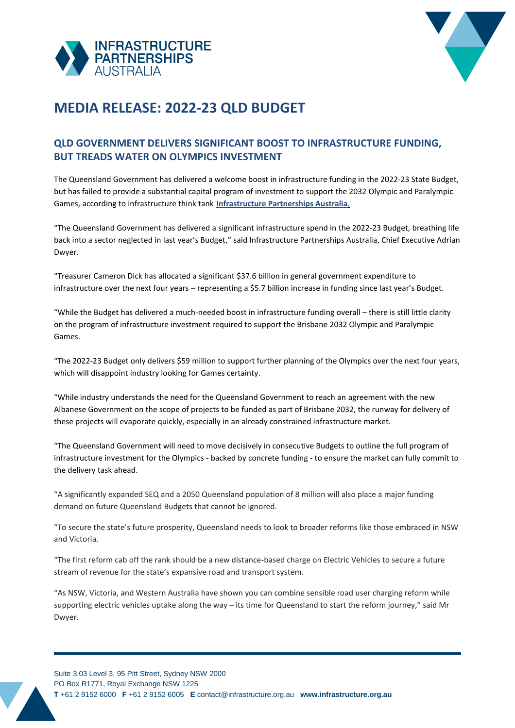# MEDIA RELEASE: 2022-23 QLD BUDGET

## QLD GOVERNMENT DELIVERS SIGNIFICANT BOOST TO INFRASTRUCTURE FUNDING, BUT TREADS WATER ON OLYMPICS INVESTMENT

The Queensland Government has delivered a welcome boost in infrastructure funding in the 2022-23 State Budget, but has failed to provide a substantial capital program of investment to support the 2032 Olympic and Paralympic Games, according to infrastructure think tank **Infrastructure Partnerships Australia**.

"The Queensland Government has delivered a significant infrastructure spend in the 2022-23 Budget, breathing life back into a sector neglected in last year's Budget," said Infrastructure Partnerships Australia, Chief Executive Adrian Dwyer.

"Treasurer Cameron Dick has allocated a significant $37.6 billion in general government expenditure to infrastructure over the next four years – representing a $5.7 billion increase in funding since last year's Budget.

"While the Budget has delivered a much-needed boost in infrastructure funding overall – there is still little clarity on the program of infrastructure investment required to support the Brisbane 2032 Olympic and Paralympic Games.

"The 2022-23 Budget only delivers $59 million to support further planning of the Olympics over the next four years, which will disappoint industry looking for Games certainty.

"While industry understands the need for the Queensland Government to reach an agreement with the new Albanese Government on the scope of projects to be funded as part of Brisbane 2032, the runway for delivery of these projects will evaporate quickly, especially in an already constrained infrastructure market.

"The Queensland Government will need to move decisively in consecutive Budgets to outline the full program of infrastructure investment for the Olympics - backed by concrete funding - to ensure the market can fully commit to the delivery task ahead.

"A significantly expanded SEQ and a 2050 Queensland population of 8 million will also place a major funding demand on future Queensland Budgets that cannot be ignored.

"To secure the state's future prosperity, Queensland needs to look to broader reforms like those embraced in NSW and Victoria.

"The first reform cab off the rank should be a new distance-based charge on Electric Vehicles to secure a future stream of revenue for the state's expansive road and transport system.

"As NSW, Victoria, and Western Australia have shown you can combine sensible road user charging reform while supporting electric vehicles uptake along the way – its time for Queensland to start the reform journey," said Mr Dwyer.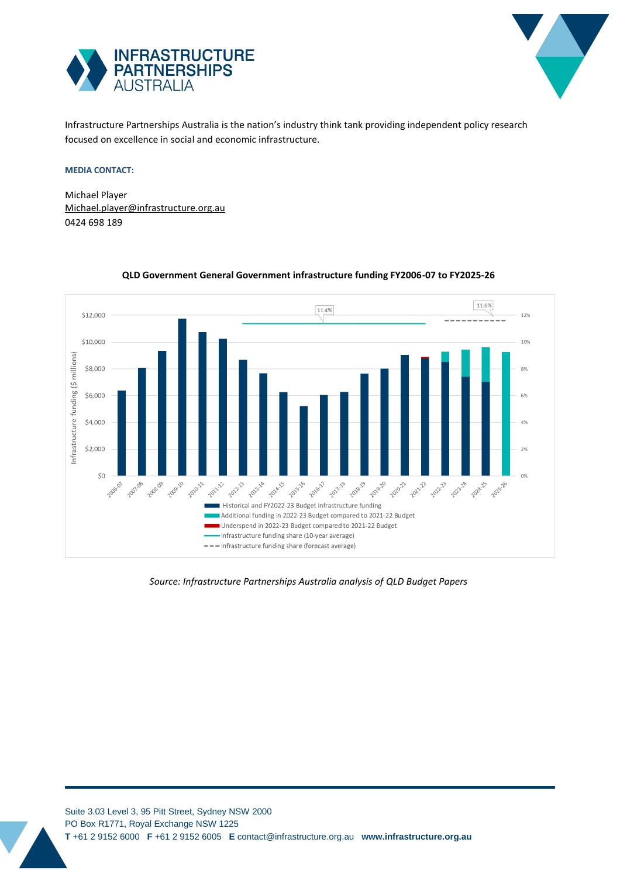Infrastructure Partnerships Australia is the nation's industry think tank providing independent policy research focused on excellence in social and economic infrastructure.

**MEDIA CONTACT:**

Michael Player
Michael.player@infrastructure.org.au
0424 698 189

**QLD Government General Government infrastructure funding FY2006-07 to FY2025-26**

Infrastructure funding ($ millions)

$12,000
$10,000
$8,000
$6,000
$4,000
$2,000
$0

12%
10%
8%
6%
4%
2%
0%

11.4%
11.6%

2006-07
2007-08
2008-09
2009-10
2010-11
2011-12
2012-13
2013-14
2014-15
2015-16
2016-17
2017-18
2018-19
2019-20
2020-21
2021-22
2022-23
2023-24
2024-25
2025-26

Historical and FY2022-23 Budget infrastructure funding
Additional funding in 2022-23 Budget compared to 2021-22 Budget
Underspend in 2022-23 Budget compared to 2021-22 Budget
Infrastructure funding share (10-year average)
Infrastructure funding share (forecast average)

*Source: Infrastructure Partnerships Australia analysis of QLD Budget Papers*

Suite 3.03 Level 3, 95 Pitt Street, Sydney NSW 2000
PO Box R1771, Royal Exchange NSW 1225
**T** +61 2 9152 6000 **F** +61 2 9152 6005 **E** contact@infrastructure.org.au **www.infrastructure.org.au**